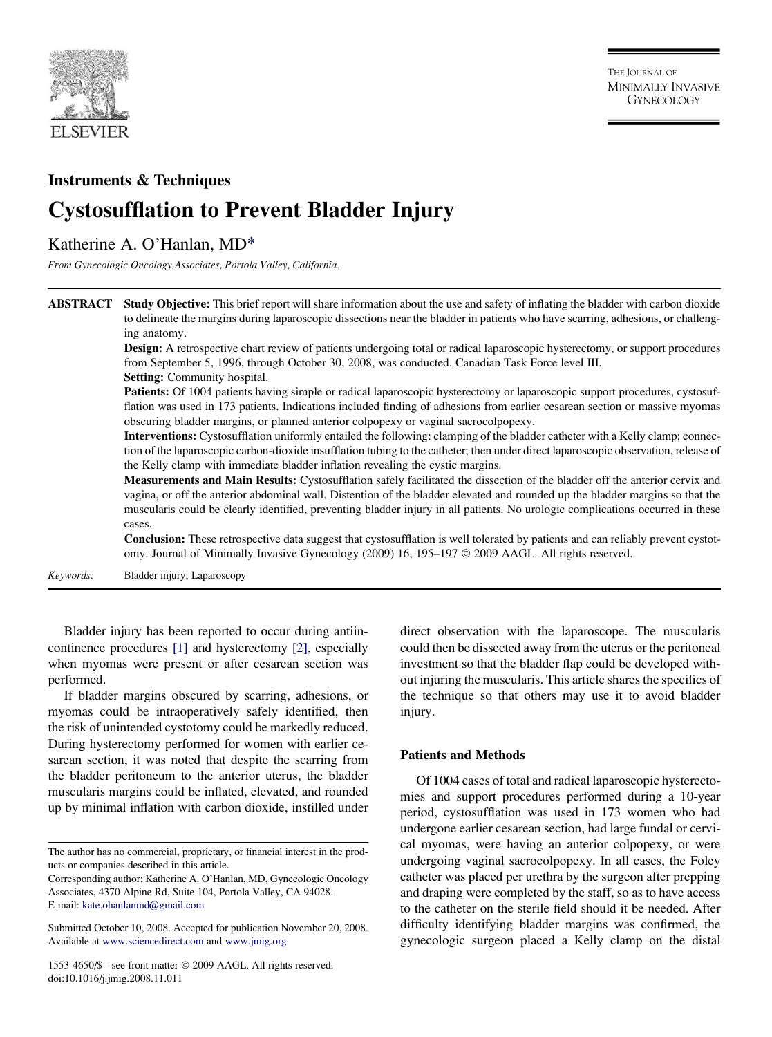## Instruments & Techniques

# Cystosufflation to Prevent Bladder Injury

Katherine A. O'Hanlan, MD*

*From Gynecologic Oncology Associates, Portola Valley, California.*

**ABSTRACT** **Study Objective:** This brief report will share information about the use and safety of inflating the bladder with carbon dioxide to delineate the margins during laparoscopic dissections near the bladder in patients who have scarring, adhesions, or challenging anatomy.

**Design:** A retrospective chart review of patients undergoing total or radical laparoscopic hysterectomy, or support procedures from September 5, 1996, through October 30, 2008, was conducted. Canadian Task Force level III.

**Setting:** Community hospital.

**Patients:** Of 1004 patients having simple or radical laparoscopic hysterectomy or laparoscopic support procedures, cystosufflation was used in 173 patients. Indications included finding of adhesions from earlier cesarean section or massive myomas obscuring bladder margins, or planned anterior colpopexy or vaginal sacrocolpopexy.

**Interventions:** Cystosufflation uniformly entailed the following: clamping of the bladder catheter with a Kelly clamp; connection of the laparoscopic carbon-dioxide insufflation tubing to the catheter; then under direct laparoscopic observation, release of the Kelly clamp with immediate bladder inflation revealing the cystic margins.

**Measurements and Main Results:** Cystosufflation safely facilitated the dissection of the bladder off the anterior cervix and vagina, or off the anterior abdominal wall. Distention of the bladder elevated and rounded up the bladder margins so that the muscularis could be clearly identified, preventing bladder injury in all patients. No urologic complications occurred in these cases.

**Conclusion:** These retrospective data suggest that cystosufflation is well tolerated by patients and can reliably prevent cystotomy. Journal of Minimally Invasive Gynecology (2009) 16, 195–197 © 2009 AAGL. All rights reserved.

*Keywords:* Bladder injury; Laparoscopy

Bladder injury has been reported to occur during antiincontinence procedures [1] and hysterectomy [2], especially when myomas were present or after cesarean section was performed.

If bladder margins obscured by scarring, adhesions, or myomas could be intraoperatively safely identified, then the risk of unintended cystotomy could be markedly reduced. During hysterectomy performed for women with earlier cesarean section, it was noted that despite the scarring from the bladder peritoneum to the anterior uterus, the bladder muscularis margins could be inflated, elevated, and rounded up by minimal inflation with carbon dioxide, instilled under direct observation with the laparoscope. The muscularis could then be dissected away from the uterus or the peritoneal investment so that the bladder flap could be developed without injuring the muscularis. This article shares the specifics of the technique so that others may use it to avoid bladder injury.

## Patients and Methods

Of 1004 cases of total and radical laparoscopic hysterectomies and support procedures performed during a 10-year period, cystosufflation was used in 173 women who had undergone earlier cesarean section, had large fundal or cervical myomas, were having an anterior colpopexy, or were undergoing vaginal sacrocolpopexy. In all cases, the Foley catheter was placed per urethra by the surgeon after prepping and draping were completed by the staff, so as to have access to the catheter on the sterile field should it be needed. After difficulty identifying bladder margins was confirmed, the gynecologic surgeon placed a Kelly clamp on the distal

The author has no commercial, proprietary, or financial interest in the products or companies described in this article.

Corresponding author: Katherine A. O'Hanlan, MD, Gynecologic Oncology Associates, 4370 Alpine Rd, Suite 104, Portola Valley, CA 94028.
E-mail: kate.ohanlanmd@gmail.com

Submitted October 10, 2008. Accepted for publication November 20, 2008.
Available at www.sciencedirect.com and www.jmig.org

1553-4650/$ - see front matter © 2009 AAGL. All rights reserved.
doi:10.1016/j.jmig.2008.11.011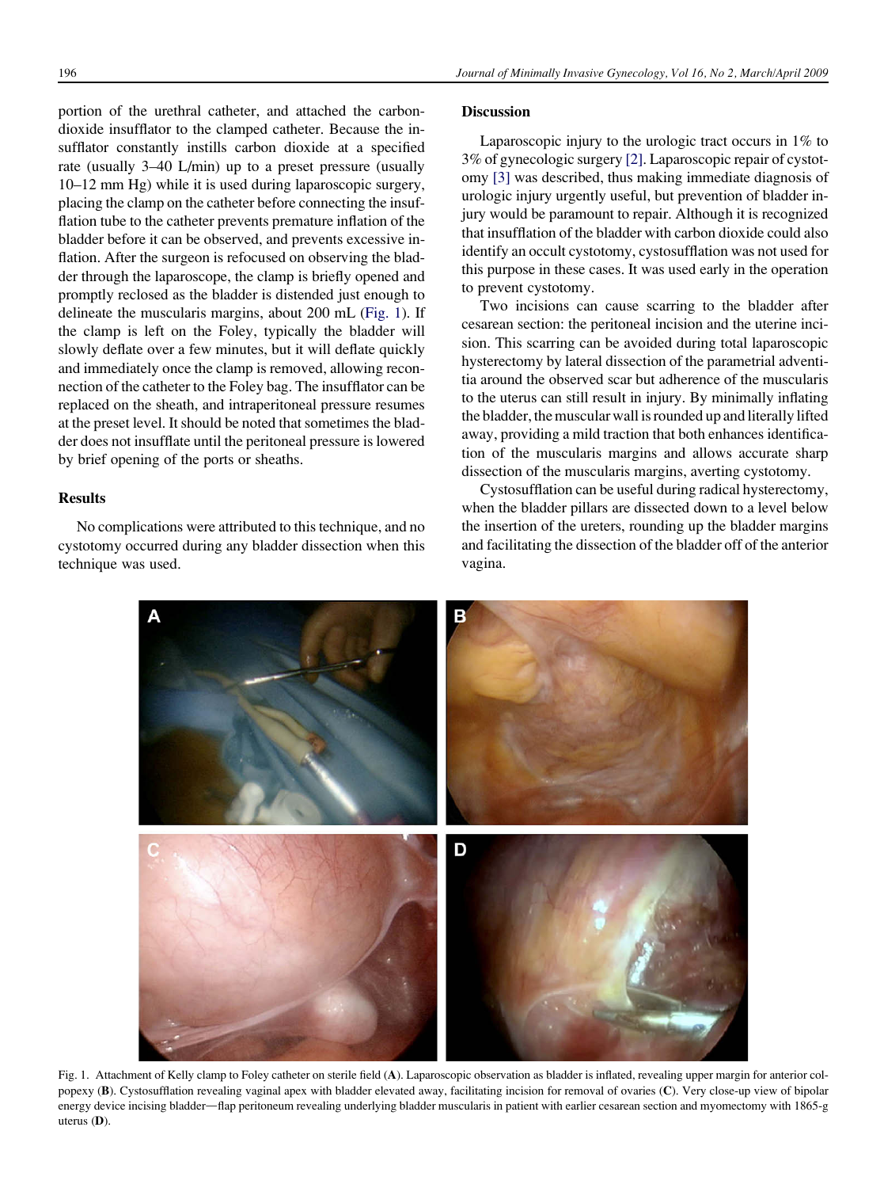portion of the urethral catheter, and attached the carbon-dioxide insufflator to the clamped catheter. Because the insufflator constantly instills carbon dioxide at a specified rate (usually 3–40 L/min) up to a preset pressure (usually 10–12 mm Hg) while it is used during laparoscopic surgery, placing the clamp on the catheter before connecting the insufflation tube to the catheter prevents premature inflation of the bladder before it can be observed, and prevents excessive inflation. After the surgeon is refocused on observing the bladder through the laparoscope, the clamp is briefly opened and promptly reclosed as the bladder is distended just enough to delineate the muscularis margins, about 200 mL (Fig. 1). If the clamp is left on the Foley, typically the bladder will slowly deflate over a few minutes, but it will deflate quickly and immediately once the clamp is removed, allowing reconnection of the catheter to the Foley bag. The insufflator can be replaced on the sheath, and intraperitoneal pressure resumes at the preset level. It should be noted that sometimes the bladder does not insufflate until the peritoneal pressure is lowered by brief opening of the ports or sheaths.

## Results

No complications were attributed to this technique, and no cystotomy occurred during any bladder dissection when this technique was used.

## Discussion

Laparoscopic injury to the urologic tract occurs in 1% to 3% of gynecologic surgery [2]. Laparoscopic repair of cystotomy [3] was described, thus making immediate diagnosis of urologic injury urgently useful, but prevention of bladder injury would be paramount to repair. Although it is recognized that insufflation of the bladder with carbon dioxide could also identify an occult cystotomy, cystosufflation was not used for this purpose in these cases. It was used early in the operation to prevent cystotomy.

Two incisions can cause scarring to the bladder after cesarean section: the peritoneal incision and the uterine incision. This scarring can be avoided during total laparoscopic hysterectomy by lateral dissection of the parametrial adventitia around the observed scar but adherence of the muscularis to the uterus can still result in injury. By minimally inflating the bladder, the muscular wall is rounded up and literally lifted away, providing a mild traction that both enhances identification of the muscularis margins and allows accurate sharp dissection of the muscularis margins, averting cystotomy.

Cystosufflation can be useful during radical hysterectomy, when the bladder pillars are dissected down to a level below the insertion of the ureters, rounding up the bladder margins and facilitating the dissection of the bladder off of the anterior vagina.

Fig. 1. Attachment of Kelly clamp to Foley catheter on sterile field (**A**). Laparoscopic observation as bladder is inflated, revealing upper margin for anterior colpopexy (**B**). Cystosufflation revealing vaginal apex with bladder elevated away, facilitating incision for removal of ovaries (**C**). Very close-up view of bipolar energy device incising bladder—flap peritoneum revealing underlying bladder muscularis in patient with earlier cesarean section and myomectomy with 1865-g uterus (**D**).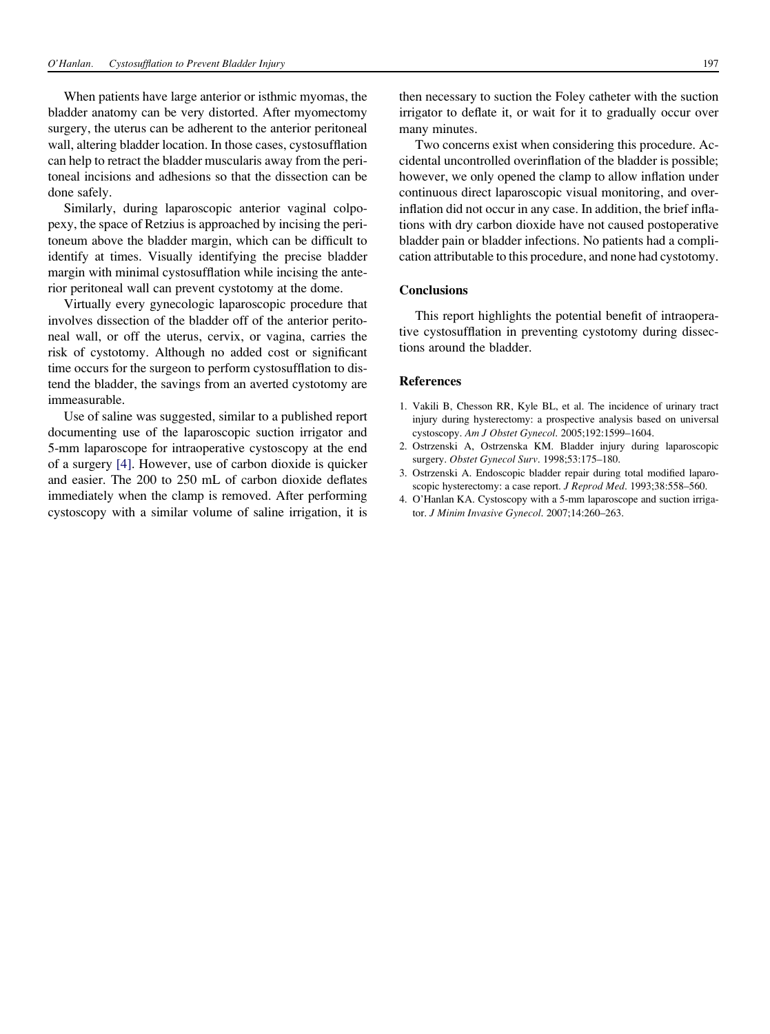When patients have large anterior or isthmic myomas, the bladder anatomy can be very distorted. After myomectomy surgery, the uterus can be adherent to the anterior peritoneal wall, altering bladder location. In those cases, cystosufflation can help to retract the bladder muscularis away from the peritoneal incisions and adhesions so that the dissection can be done safely.

Similarly, during laparoscopic anterior vaginal colpopexy, the space of Retzius is approached by incising the peritoneum above the bladder margin, which can be difficult to identify at times. Visually identifying the precise bladder margin with minimal cystosufflation while incising the anterior peritoneal wall can prevent cystotomy at the dome.

Virtually every gynecologic laparoscopic procedure that involves dissection of the bladder off of the anterior peritoneal wall, or off the uterus, cervix, or vagina, carries the risk of cystotomy. Although no added cost or significant time occurs for the surgeon to perform cystosufflation to distend the bladder, the savings from an averted cystotomy are immeasurable.

Use of saline was suggested, similar to a published report documenting use of the laparoscopic suction irrigator and 5-mm laparoscope for intraoperative cystoscopy at the end of a surgery [4]. However, use of carbon dioxide is quicker and easier. The 200 to 250 mL of carbon dioxide deflates immediately when the clamp is removed. After performing cystoscopy with a similar volume of saline irrigation, it is then necessary to suction the Foley catheter with the suction irrigator to deflate it, or wait for it to gradually occur over many minutes.

Two concerns exist when considering this procedure. Accidental uncontrolled overinflation of the bladder is possible; however, we only opened the clamp to allow inflation under continuous direct laparoscopic visual monitoring, and overinflation did not occur in any case. In addition, the brief inflations with dry carbon dioxide have not caused postoperative bladder pain or bladder infections. No patients had a complication attributable to this procedure, and none had cystotomy.

## Conclusions

This report highlights the potential benefit of intraoperative cystosufflation in preventing cystotomy during dissections around the bladder.

## References

1. Vakili B, Chesson RR, Kyle BL, et al. The incidence of urinary tract injury during hysterectomy: a prospective analysis based on universal cystoscopy. *Am J Obstet Gynecol*. 2005;192:1599–1604.
2. Ostrzenski A, Ostrzenska KM. Bladder injury during laparoscopic surgery. *Obstet Gynecol Surv*. 1998;53:175–180.
3. Ostrzenski A. Endoscopic bladder repair during total modified laparoscopic hysterectomy: a case report. *J Reprod Med*. 1993;38:558–560.
4. O'Hanlan KA. Cystoscopy with a 5-mm laparoscope and suction irrigator. *J Minim Invasive Gynecol*. 2007;14:260–263.